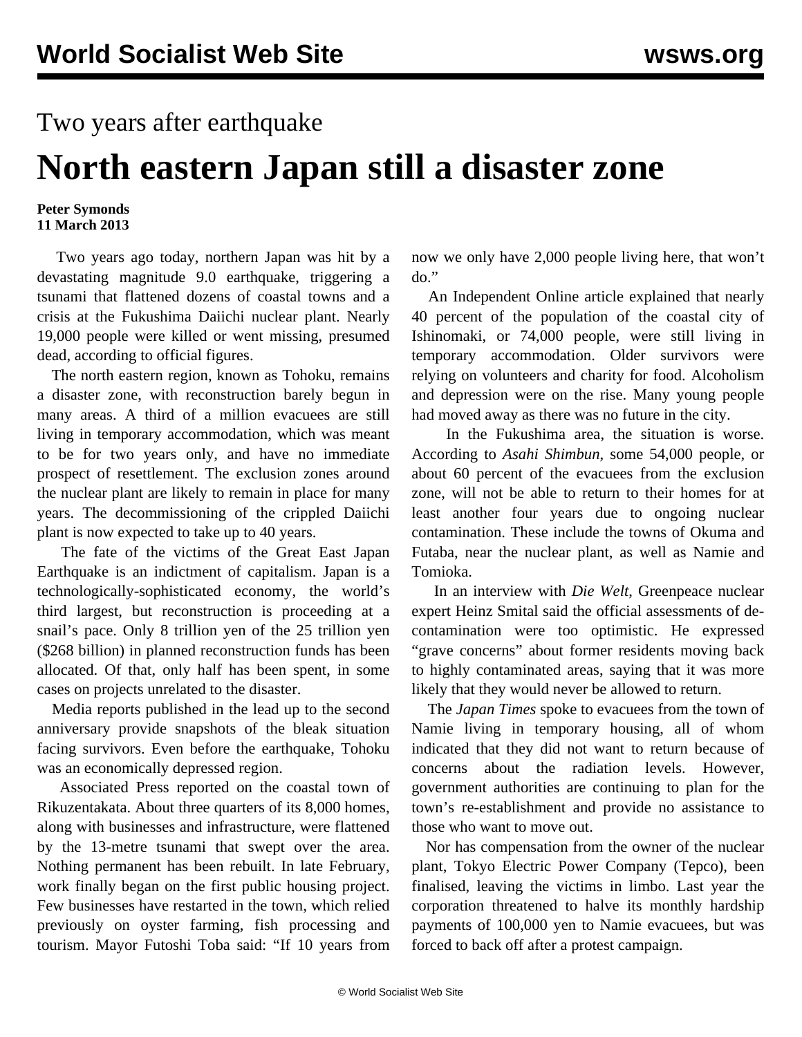# Two years after earthquake

# North eastern Japan still a disaster zone

**Peter Symonds**
**11 March 2013**

Two years ago today, northern Japan was hit by a devastating magnitude 9.0 earthquake, triggering a tsunami that flattened dozens of coastal towns and a crisis at the Fukushima Daiichi nuclear plant. Nearly 19,000 people were killed or went missing, presumed dead, according to official figures.

The north eastern region, known as Tohoku, remains a disaster zone, with reconstruction barely begun in many areas. A third of a million evacuees are still living in temporary accommodation, which was meant to be for two years only, and have no immediate prospect of resettlement. The exclusion zones around the nuclear plant are likely to remain in place for many years. The decommissioning of the crippled Daiichi plant is now expected to take up to 40 years.

The fate of the victims of the Great East Japan Earthquake is an indictment of capitalism. Japan is a technologically-sophisticated economy, the world's third largest, but reconstruction is proceeding at a snail's pace. Only 8 trillion yen of the 25 trillion yen ($268 billion) in planned reconstruction funds has been allocated. Of that, only half has been spent, in some cases on projects unrelated to the disaster.

Media reports published in the lead up to the second anniversary provide snapshots of the bleak situation facing survivors. Even before the earthquake, Tohoku was an economically depressed region.

Associated Press reported on the coastal town of Rikuzentakata. About three quarters of its 8,000 homes, along with businesses and infrastructure, were flattened by the 13-metre tsunami that swept over the area. Nothing permanent has been rebuilt. In late February, work finally began on the first public housing project. Few businesses have restarted in the town, which relied previously on oyster farming, fish processing and tourism. Mayor Futoshi Toba said: "If 10 years from now we only have 2,000 people living here, that won't do."

An Independent Online article explained that nearly 40 percent of the population of the coastal city of Ishinomaki, or 74,000 people, were still living in temporary accommodation. Older survivors were relying on volunteers and charity for food. Alcoholism and depression were on the rise. Many young people had moved away as there was no future in the city.

In the Fukushima area, the situation is worse. According to *Asahi Shimbun*, some 54,000 people, or about 60 percent of the evacuees from the exclusion zone, will not be able to return to their homes for at least another four years due to ongoing nuclear contamination. These include the towns of Okuma and Futaba, near the nuclear plant, as well as Namie and Tomioka.

In an interview with *Die Welt*, Greenpeace nuclear expert Heinz Smital said the official assessments of de-contamination were too optimistic. He expressed "grave concerns" about former residents moving back to highly contaminated areas, saying that it was more likely that they would never be allowed to return.

The *Japan Times* spoke to evacuees from the town of Namie living in temporary housing, all of whom indicated that they did not want to return because of concerns about the radiation levels. However, government authorities are continuing to plan for the town's re-establishment and provide no assistance to those who want to move out.

Nor has compensation from the owner of the nuclear plant, Tokyo Electric Power Company (Tepco), been finalised, leaving the victims in limbo. Last year the corporation threatened to halve its monthly hardship payments of 100,000 yen to Namie evacuees, but was forced to back off after a protest campaign.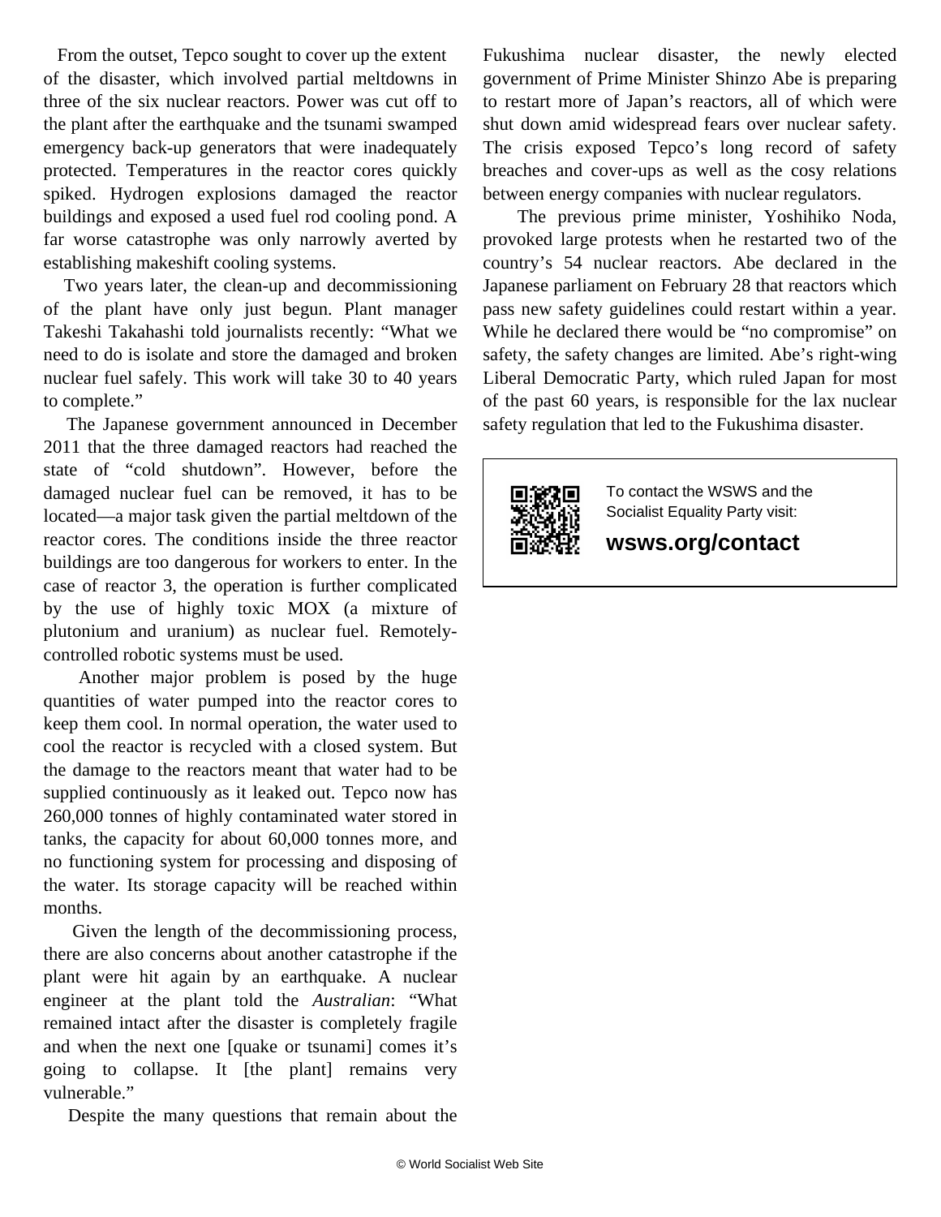From the outset, Tepco sought to cover up the extent of the disaster, which involved partial meltdowns in three of the six nuclear reactors. Power was cut off to the plant after the earthquake and the tsunami swamped emergency back-up generators that were inadequately protected. Temperatures in the reactor cores quickly spiked. Hydrogen explosions damaged the reactor buildings and exposed a used fuel rod cooling pond. A far worse catastrophe was only narrowly averted by establishing makeshift cooling systems.

Two years later, the clean-up and decommissioning of the plant have only just begun. Plant manager Takeshi Takahashi told journalists recently: "What we need to do is isolate and store the damaged and broken nuclear fuel safely. This work will take 30 to 40 years to complete."

The Japanese government announced in December 2011 that the three damaged reactors had reached the state of "cold shutdown". However, before the damaged nuclear fuel can be removed, it has to be located—a major task given the partial meltdown of the reactor cores. The conditions inside the three reactor buildings are too dangerous for workers to enter. In the case of reactor 3, the operation is further complicated by the use of highly toxic MOX (a mixture of plutonium and uranium) as nuclear fuel. Remotely-controlled robotic systems must be used.

Another major problem is posed by the huge quantities of water pumped into the reactor cores to keep them cool. In normal operation, the water used to cool the reactor is recycled with a closed system. But the damage to the reactors meant that water had to be supplied continuously as it leaked out. Tepco now has 260,000 tonnes of highly contaminated water stored in tanks, the capacity for about 60,000 tonnes more, and no functioning system for processing and disposing of the water. Its storage capacity will be reached within months.

Given the length of the decommissioning process, there are also concerns about another catastrophe if the plant were hit again by an earthquake. A nuclear engineer at the plant told the *Australian*: "What remained intact after the disaster is completely fragile and when the next one [quake or tsunami] comes it's going to collapse. It [the plant] remains very vulnerable."

Despite the many questions that remain about the Fukushima nuclear disaster, the newly elected government of Prime Minister Shinzo Abe is preparing to restart more of Japan's reactors, all of which were shut down amid widespread fears over nuclear safety. The crisis exposed Tepco's long record of safety breaches and cover-ups as well as the cosy relations between energy companies with nuclear regulators.

The previous prime minister, Yoshihiko Noda, provoked large protests when he restarted two of the country's 54 nuclear reactors. Abe declared in the Japanese parliament on February 28 that reactors which pass new safety guidelines could restart within a year. While he declared there would be "no compromise" on safety, the safety changes are limited. Abe's right-wing Liberal Democratic Party, which ruled Japan for most of the past 60 years, is responsible for the lax nuclear safety regulation that led to the Fukushima disaster.

To contact the WSWS and the Socialist Equality Party visit:

**wsws.org/contact**